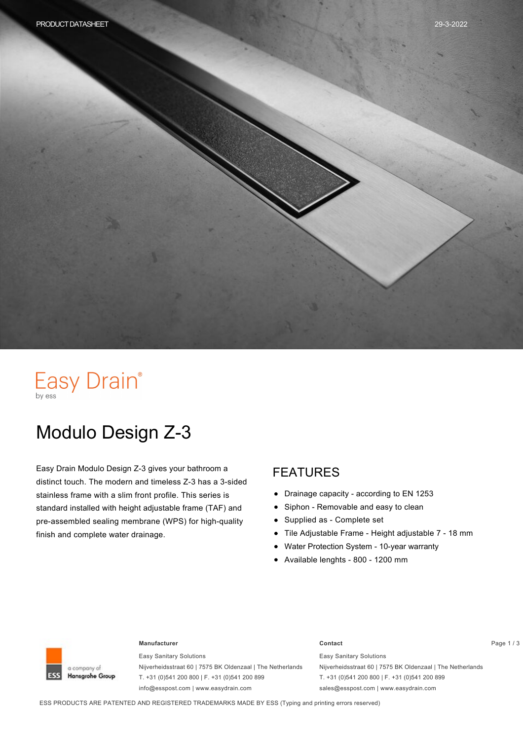PRODUCT DATASHEET

29-3-2022

Easy Drain®
by ess

# Modulo Design Z-3

Easy Drain Modulo Design Z-3 gives your bathroom a distinct touch. The modern and timeless Z-3 has a 3-sided stainless frame with a slim front profile. This series is standard installed with height adjustable frame (TAF) and pre-assembled sealing membrane (WPS) for high-quality finish and complete water drainage.

## FEATURES

- Drainage capacity - according to EN 1253
- Siphon - Removable and easy to clean
- Supplied as - Complete set
- Tile Adjustable Frame - Height adjustable 7 - 18 mm
- Water Protection System - 10-year warranty
- Available lenghts - 800 - 1200 mm

ESS a company of Hansgrohe Group

**Manufacturer**

Easy Sanitary Solutions
Nijverheidsstraat 60 | 7575 BK Oldenzaal | The Netherlands
T. +31 (0)541 200 800 | F. +31 (0)541 200 899
info@esspost.com | www.easydrain.com

**Contact**

Easy Sanitary Solutions
Nijverheidsstraat 60 | 7575 BK Oldenzaal | The Netherlands
T. +31 (0)541 200 800 | F. +31 (0)541 200 899
sales@esspost.com | www.easydrain.com

ESS PRODUCTS ARE PATENTED AND REGISTERED TRADEMARKS MADE BY ESS (Typing and printing errors reserved)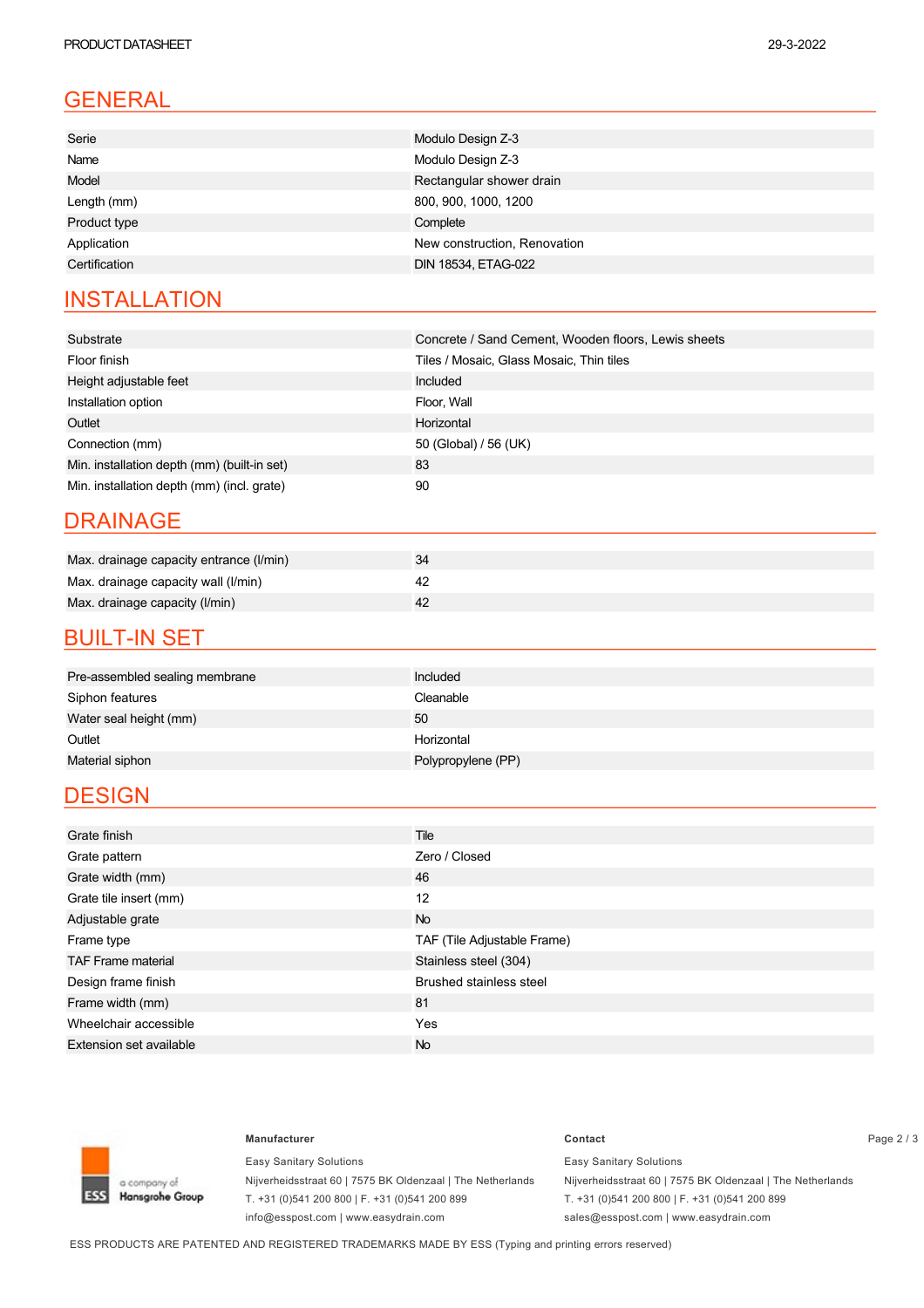## GENERAL

| | |
|---|---|
| Serie | Modulo Design Z-3 |
| Name | Modulo Design Z-3 |
| Model | Rectangular shower drain |
| Length (mm) | 800, 900, 1000, 1200 |
| Product type | Complete |
| Application | New construction, Renovation |
| Certification | DIN 18534, ETAG-022 |

## INSTALLATION

| | |
|---|---|
| Substrate | Concrete / Sand Cement, Wooden floors, Lewis sheets |
| Floor finish | Tiles / Mosaic, Glass Mosaic, Thin tiles |
| Height adjustable feet | Included |
| Installation option | Floor, Wall |
| Outlet | Horizontal |
| Connection (mm) | 50 (Global) / 56 (UK) |
| Min. installation depth (mm) (built-in set) | 83 |
| Min. installation depth (mm) (incl. grate) | 90 |

## DRAINAGE

| | |
|---|---|
| Max. drainage capacity entrance (l/min) | 34 |
| Max. drainage capacity wall (l/min) | 42 |
| Max. drainage capacity (l/min) | 42 |

## BUILT-IN SET

| | |
|---|---|
| Pre-assembled sealing membrane | Included |
| Siphon features | Cleanable |
| Water seal height (mm) | 50 |
| Outlet | Horizontal |
| Material siphon | Polypropylene (PP) |

## DESIGN

| | |
|---|---|
| Grate finish | Tile |
| Grate pattern | Zero / Closed |
| Grate width (mm) | 46 |
| Grate tile insert (mm) | 12 |
| Adjustable grate | No |
| Frame type | TAF (Tile Adjustable Frame) |
| TAF Frame material | Stainless steel (304) |
| Design frame finish | Brushed stainless steel |
| Frame width (mm) | 81 |
| Wheelchair accessible | Yes |
| Extension set available | No |

ESS a company of Hansgrohe Group

**Manufacturer**

Easy Sanitary Solutions
Nijverheidsstraat 60 | 7575 BK Oldenzaal | The Netherlands
T. +31 (0)541 200 800 | F. +31 (0)541 200 899
info@esspost.com | www.easydrain.com

**Contact**

Easy Sanitary Solutions
Nijverheidsstraat 60 | 7575 BK Oldenzaal | The Netherlands
T. +31 (0)541 200 800 | F. +31 (0)541 200 899
sales@esspost.com | www.easydrain.com

ESS PRODUCTS ARE PATENTED AND REGISTERED TRADEMARKS MADE BY ESS (Typing and printing errors reserved)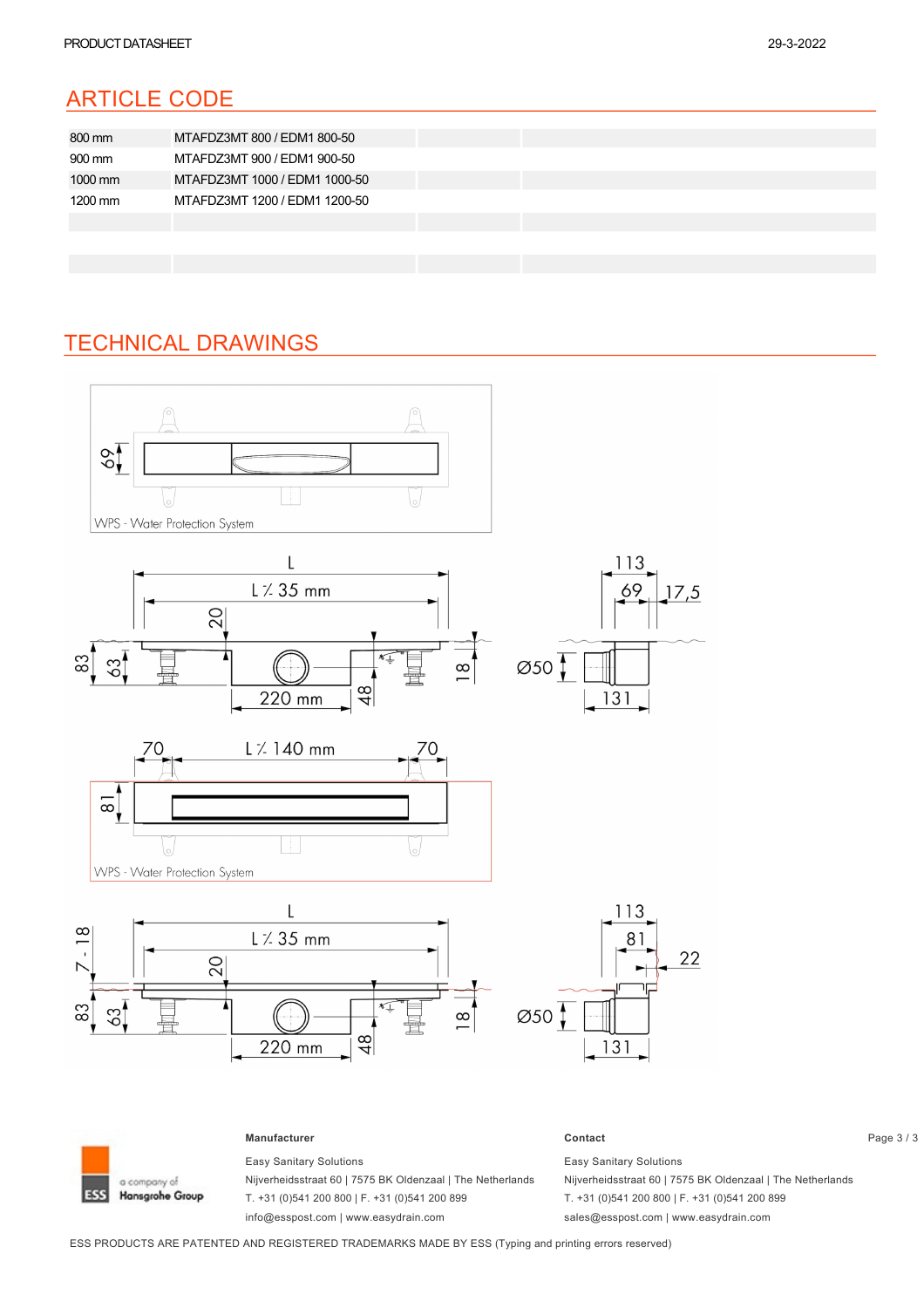## ARTICLE CODE

| | | | |
|---|---|---|---|
| 800 mm | MTAFDZ3MT 800 / EDM1 800-50 | | |
| 900 mm | MTAFDZ3MT 900 / EDM1 900-50 | | |
| 1000 mm | MTAFDZ3MT 1000 / EDM1 1000-50 | | |
| 1200 mm | MTAFDZ3MT 1200 / EDM1 1200-50 | | |
| | | | |
| | | | |

## TECHNICAL DRAWINGS

69

WPS - Water Protection System

L

L ⁄ 35 mm

20

83

63

220 mm

48

18

113

69

17,5

Ø50

131

70

L ⁄ 140 mm

70

81

WPS - Water Protection System

L

L ⁄ 35 mm

7 - 18

20

83

63

220 mm

48

18

113

81

22

Ø50

131

a company of Hansgrohe Group

**Manufacturer**

Easy Sanitary Solutions
Nijverheidsstraat 60 | 7575 BK Oldenzaal | The Netherlands
T. +31 (0)541 200 800 | F. +31 (0)541 200 899
info@esspost.com | www.easydrain.com

**Contact**

Easy Sanitary Solutions
Nijverheidsstraat 60 | 7575 BK Oldenzaal | The Netherlands
T. +31 (0)541 200 800 | F. +31 (0)541 200 899
sales@esspost.com | www.easydrain.com

ESS PRODUCTS ARE PATENTED AND REGISTERED TRADEMARKS MADE BY ESS (Typing and printing errors reserved)